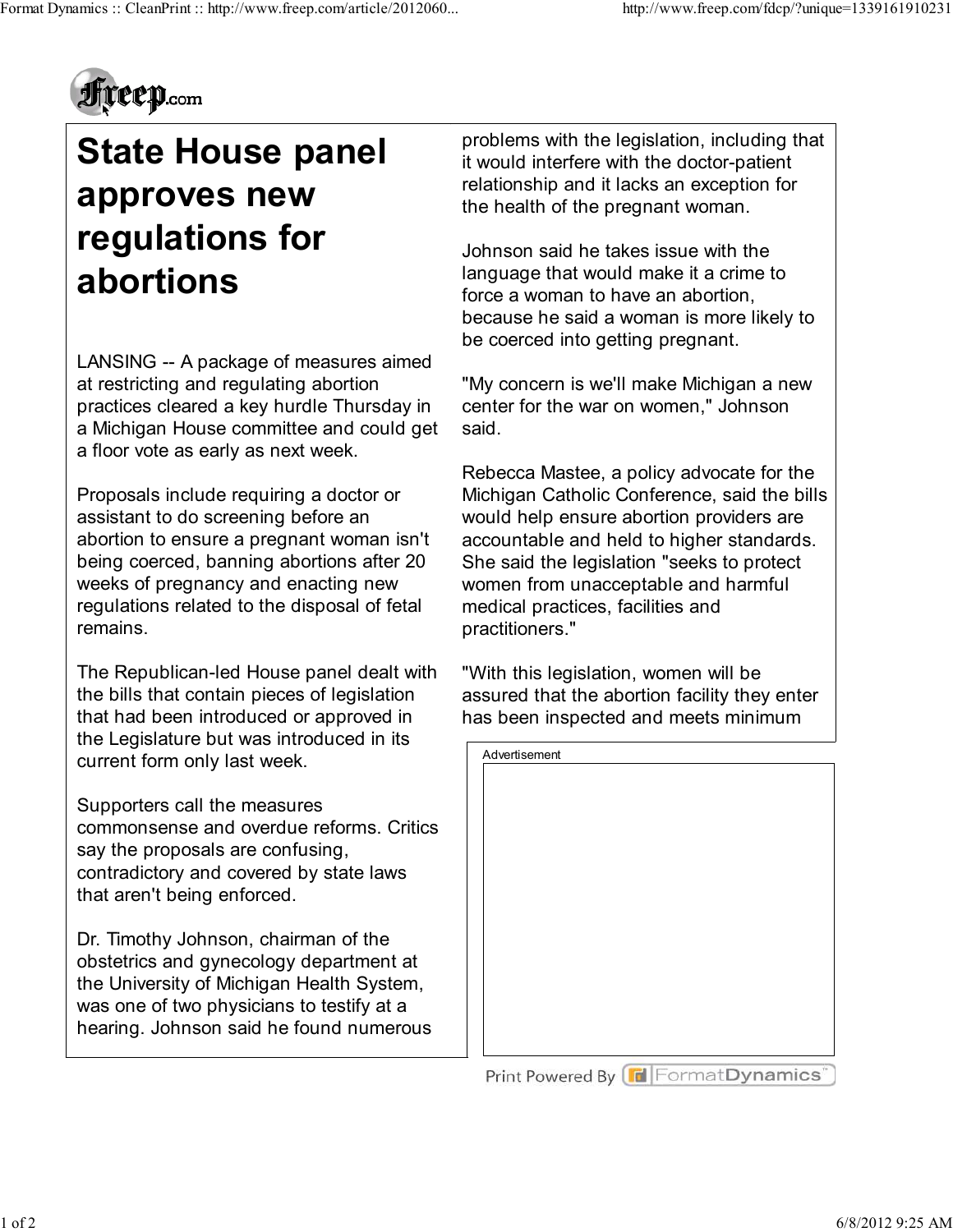# State House panel approves new regulations for abortions

LANSING -- A package of measures aimed at restricting and regulating abortion practices cleared a key hurdle Thursday in a Michigan House committee and could get a floor vote as early as next week.

Proposals include requiring a doctor or assistant to do screening before an abortion to ensure a pregnant woman isn't being coerced, banning abortions after 20 weeks of pregnancy and enacting new regulations related to the disposal of fetal remains.

The Republican-led House panel dealt with the bills that contain pieces of legislation that had been introduced or approved in the Legislature but was introduced in its current form only last week.

Supporters call the measures commonsense and overdue reforms. Critics say the proposals are confusing, contradictory and covered by state laws that aren't being enforced.

Dr. Timothy Johnson, chairman of the obstetrics and gynecology department at the University of Michigan Health System, was one of two physicians to testify at a hearing. Johnson said he found numerous problems with the legislation, including that it would interfere with the doctor-patient relationship and it lacks an exception for the health of the pregnant woman.

Johnson said he takes issue with the language that would make it a crime to force a woman to have an abortion, because he said a woman is more likely to be coerced into getting pregnant.

"My concern is we'll make Michigan a new center for the war on women," Johnson said.

Rebecca Mastee, a policy advocate for the Michigan Catholic Conference, said the bills would help ensure abortion providers are accountable and held to higher standards. She said the legislation "seeks to protect women from unacceptable and harmful medical practices, facilities and practitioners."

"With this legislation, women will be assured that the abortion facility they enter has been inspected and meets minimum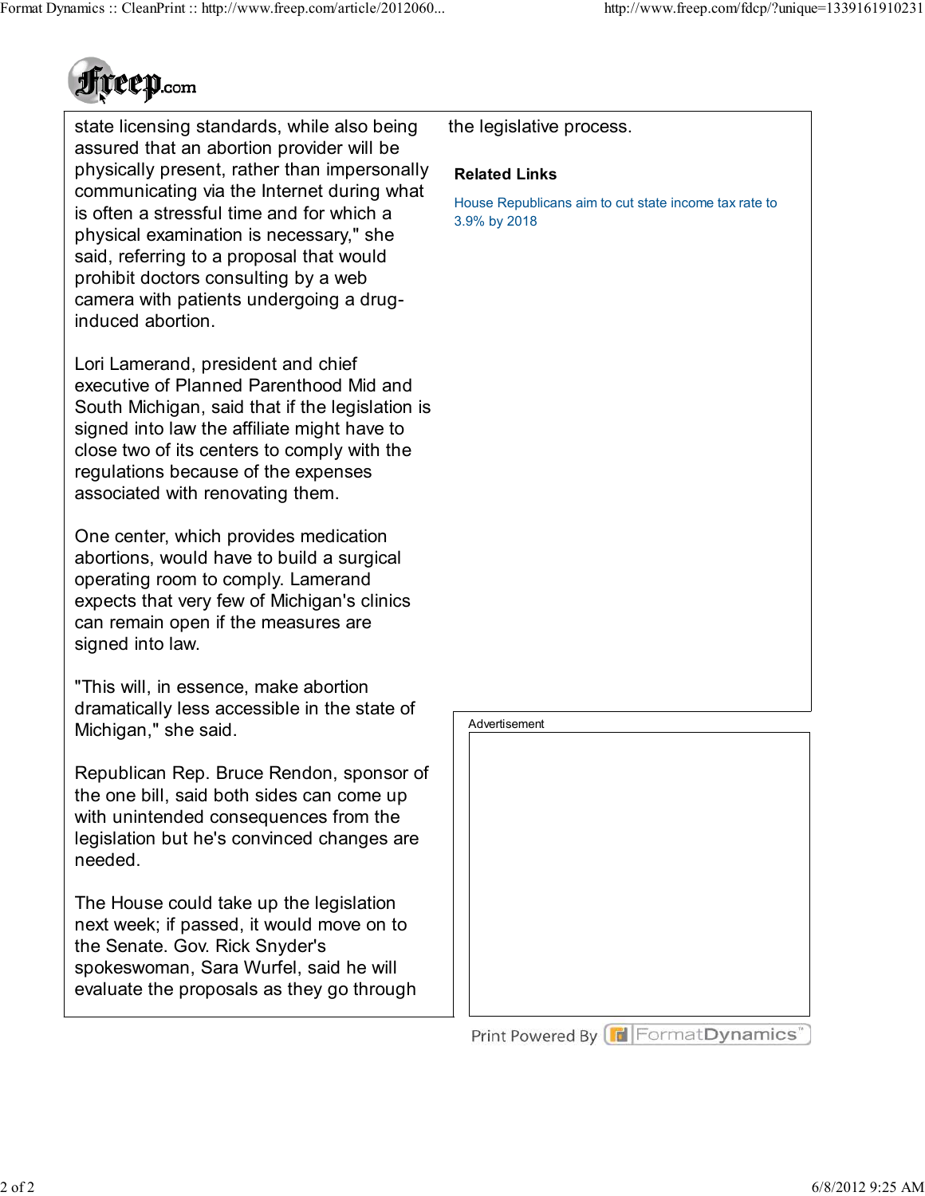state licensing standards, while also being assured that an abortion provider will be physically present, rather than impersonally communicating via the Internet during what is often a stressful time and for which a physical examination is necessary," she said, referring to a proposal that would prohibit doctors consulting by a web camera with patients undergoing a drug-induced abortion.

Lori Lamerand, president and chief executive of Planned Parenthood Mid and South Michigan, said that if the legislation is signed into law the affiliate might have to close two of its centers to comply with the regulations because of the expenses associated with renovating them.

One center, which provides medication abortions, would have to build a surgical operating room to comply. Lamerand expects that very few of Michigan's clinics can remain open if the measures are signed into law.

"This will, in essence, make abortion dramatically less accessible in the state of Michigan," she said.

Republican Rep. Bruce Rendon, sponsor of the one bill, said both sides can come up with unintended consequences from the legislation but he's convinced changes are needed.

The House could take up the legislation next week; if passed, it would move on to the Senate. Gov. Rick Snyder's spokeswoman, Sara Wurfel, said he will evaluate the proposals as they go through the legislative process.

**Related Links**

House Republicans aim to cut state income tax rate to 3.9% by 2018